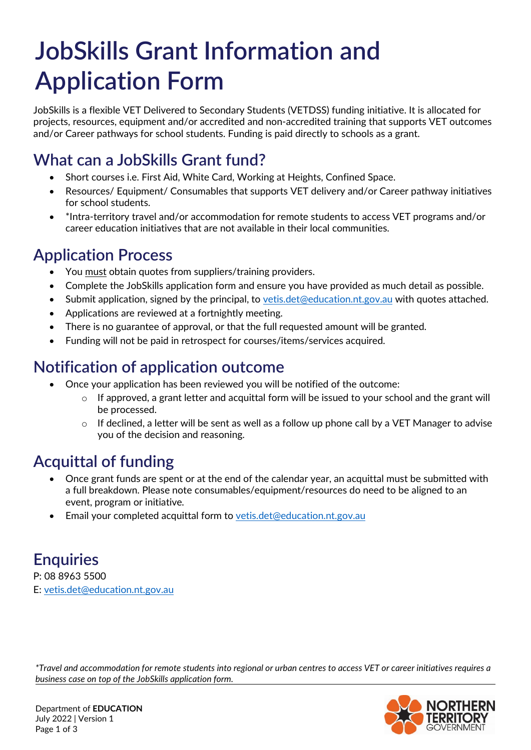# JobSkills Grant Information and Application Form

JobSkills is a flexible VET Delivered to Secondary Students (VETDSS) funding initiative. It is allocated for projects, resources, equipment and/or accredited and non-accredited training that supports VET outcomes and/or Career pathways for school students. Funding is paid directly to schools as a grant.

## What can a JobSkills Grant fund?

- Short courses i.e. First Aid, White Card, Working at Heights, Confined Space.
- Resources/ Equipment/ Consumables that supports VET delivery and/or Career pathway initiatives for school students.
- *Intra-territory travel and/or accommodation for remote students to access VET programs and/or career education initiatives that are not available in their local communities.

## Application Process

- You must obtain quotes from suppliers/training providers.
- Complete the JobSkills application form and ensure you have provided as much detail as possible.
- Submit application, signed by the principal, to vetis.det@education.nt.gov.au with quotes attached.
- Applications are reviewed at a fortnightly meeting.
- There is no guarantee of approval, or that the full requested amount will be granted.
- Funding will not be paid in retrospect for courses/items/services acquired.

## Notification of application outcome

- Once your application has been reviewed you will be notified of the outcome:
  - If approved, a grant letter and acquittal form will be issued to your school and the grant will be processed.
  - If declined, a letter will be sent as well as a follow up phone call by a VET Manager to advise you of the decision and reasoning.

## Acquittal of funding

- Once grant funds are spent or at the end of the calendar year, an acquittal must be submitted with a full breakdown. Please note consumables/equipment/resources do need to be aligned to an event, program or initiative.
- Email your completed acquittal form to vetis.det@education.nt.gov.au

## Enquiries

P: 08 8963 5500
E: vetis.det@education.nt.gov.au

*\*Travel and accommodation for remote students into regional or urban centres to access VET or career initiatives requires a business case on top of the JobSkills application form.*

Department of **EDUCATION**
July 2022 | Version 1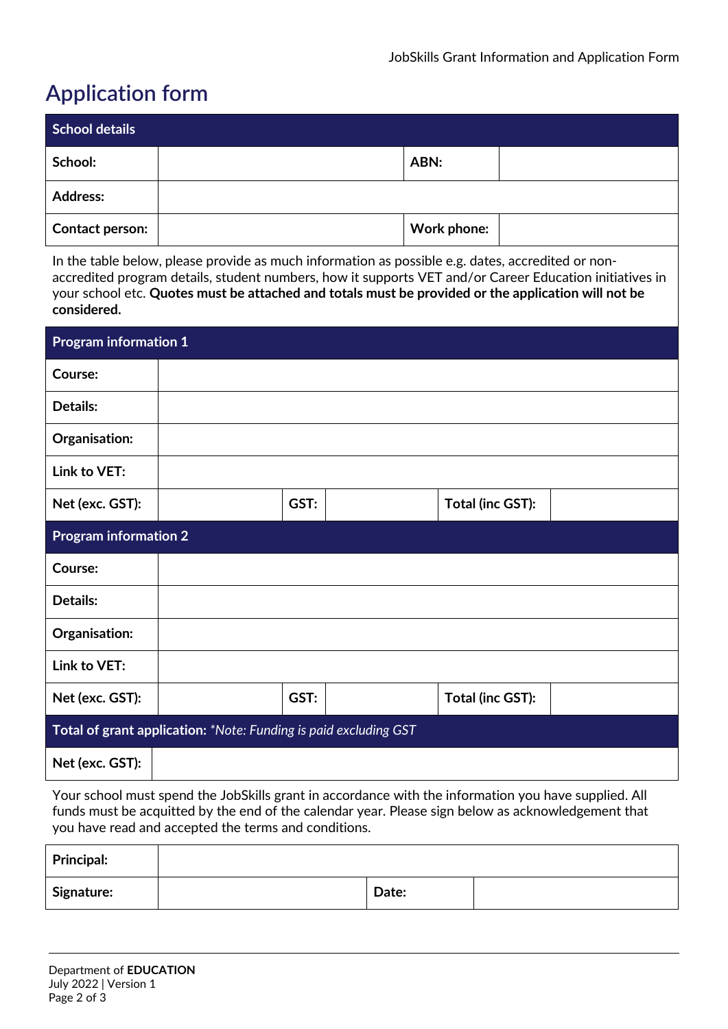# Application form

| School details | | | |
|---|---|---|---|
| **School:** | | **ABN:** | |
| **Address:** | | | |
| **Contact person:** | | **Work phone:** | |

In the table below, please provide as much information as possible e.g. dates, accredited or non-accredited program details, student numbers, how it supports VET and/or Career Education initiatives in your school etc. **Quotes must be attached and totals must be provided or the application will not be considered.**

| Program information 1 | | | | | |
|---|---|---|---|---|---|
| **Course:** | | | | | |
| **Details:** | | | | | |
| **Organisation:** | | | | | |
| **Link to VET:** | | | | | |
| **Net (exc. GST):** | | **GST:** | | **Total (inc GST):** | |

| Program information 2 | | | | | |
|---|---|---|---|---|---|
| **Course:** | | | | | |
| **Details:** | | | | | |
| **Organisation:** | | | | | |
| **Link to VET:** | | | | | |
| **Net (exc. GST):** | | **GST:** | | **Total (inc GST):** | |

| **Total of grant application:** *\*Note: Funding is paid excluding GST* | |
|---|---|
| **Net (exc. GST):** | |

Your school must spend the JobSkills grant in accordance with the information you have supplied. All funds must be acquitted by the end of the calendar year. Please sign below as acknowledgement that you have read and accepted the terms and conditions.

| **Principal:** | | | |
|---|---|---|---|
| **Signature:** | | **Date:** | |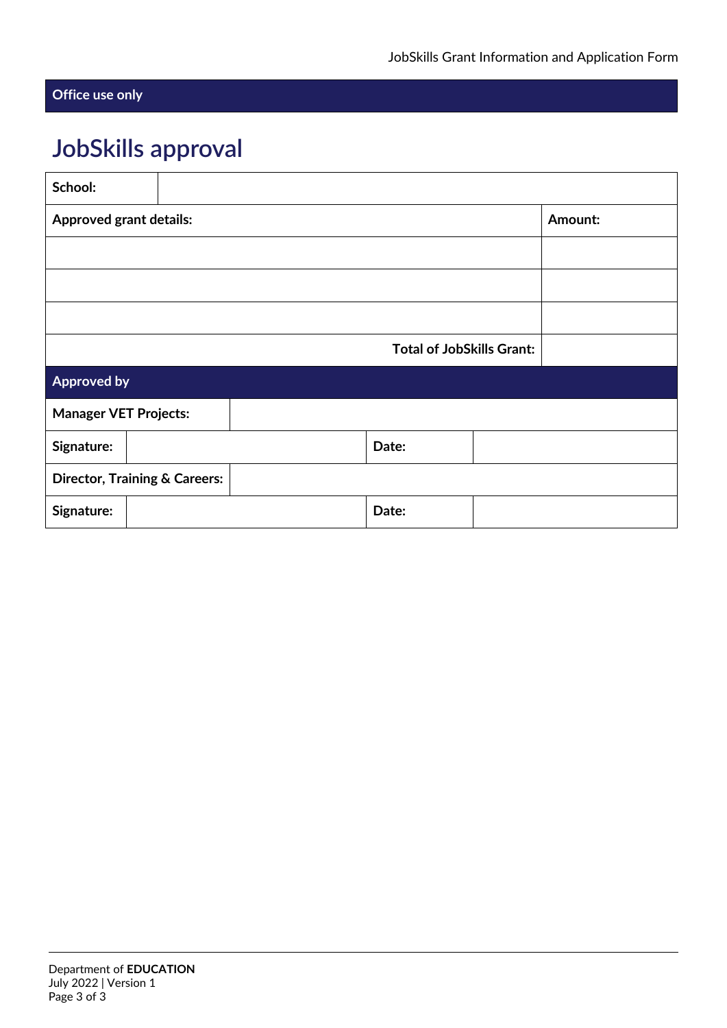**Office use only**

# JobSkills approval

| | | | |
|---|---|---|---|
| **School:** | | | |
| **Approved grant details:** | | | **Amount:** |
| | | | |
| | | | |
| | | | |
| | | **Total of JobSkills Grant:** | |

**Approved by**

| | | | |
|---|---|---|---|
| **Manager VET Projects:** | | | |
| **Signature:** | | **Date:** | |
| **Director, Training & Careers:** | | | |
| **Signature:** | | **Date:** | |

Department of **EDUCATION**
July 2022 | Version 1